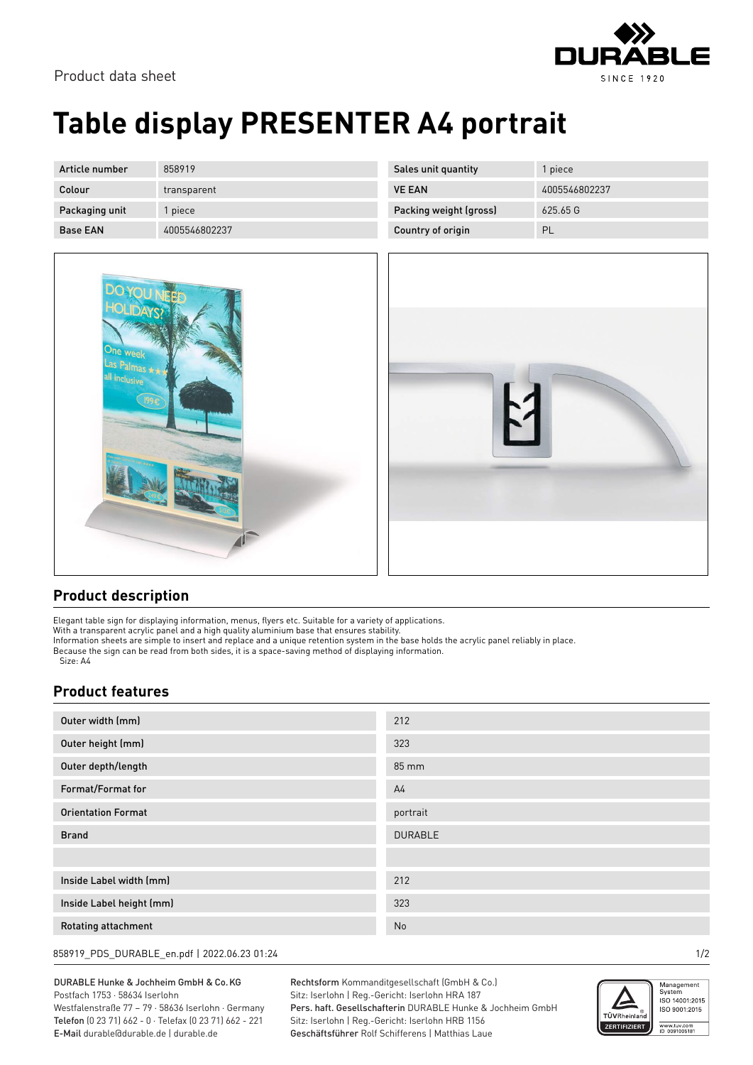Product data sheet

# Table display PRESENTER A4 portrait

| Article number | 858919 | Sales unit quantity | 1 piece |
|---|---|---|---|
| Colour | transparent | VE EAN | 4005546802237 |
| Packaging unit | 1 piece | Packing weight (gross) | 625.65 G |
| Base EAN | 4005546802237 | Country of origin | PL |

## Product description

Elegant table sign for displaying information, menus, flyers etc. Suitable for a variety of applications.
With a transparent acrylic panel and a high quality aluminium base that ensures stability.
Information sheets are simple to insert and replace and a unique retention system in the base holds the acrylic panel reliably in place.
Because the sign can be read from both sides, it is a space-saving method of displaying information.
Size: A4

## Product features

| Outer width (mm) | 212 |
|---|---|
| Outer height (mm) | 323 |
| Outer depth/length | 85 mm |
| Format/Format for | A4 |
| Orientation Format | portrait |
| Brand | DURABLE |
| | |
| Inside Label width (mm) | 212 |
| Inside Label height (mm) | 323 |
| Rotating attachment | No |

858919_PDS_DURABLE_en.pdf | 2022.06.23 01:24

**DURABLE Hunke & Jochheim GmbH & Co. KG**
Postfach 1753 · 58634 Iserlohn
Westfalenstraße 77 – 79 · 58636 Iserlohn · Germany
**Telefon** (0 23 71) 662 - 0 · Telefax (0 23 71) 662 - 221
**E-Mail** durable@durable.de | durable.de

**Rechtsform** Kommanditgesellschaft (GmbH & Co.)
Sitz: Iserlohn | Reg.-Gericht: Iserlohn HRA 187
**Pers. haft. Gesellschafterin** DURABLE Hunke & Jochheim GmbH
Sitz: Iserlohn | Reg.-Gericht: Iserlohn HRB 1156
**Geschäftsführer** Rolf Schifferens | Matthias Laue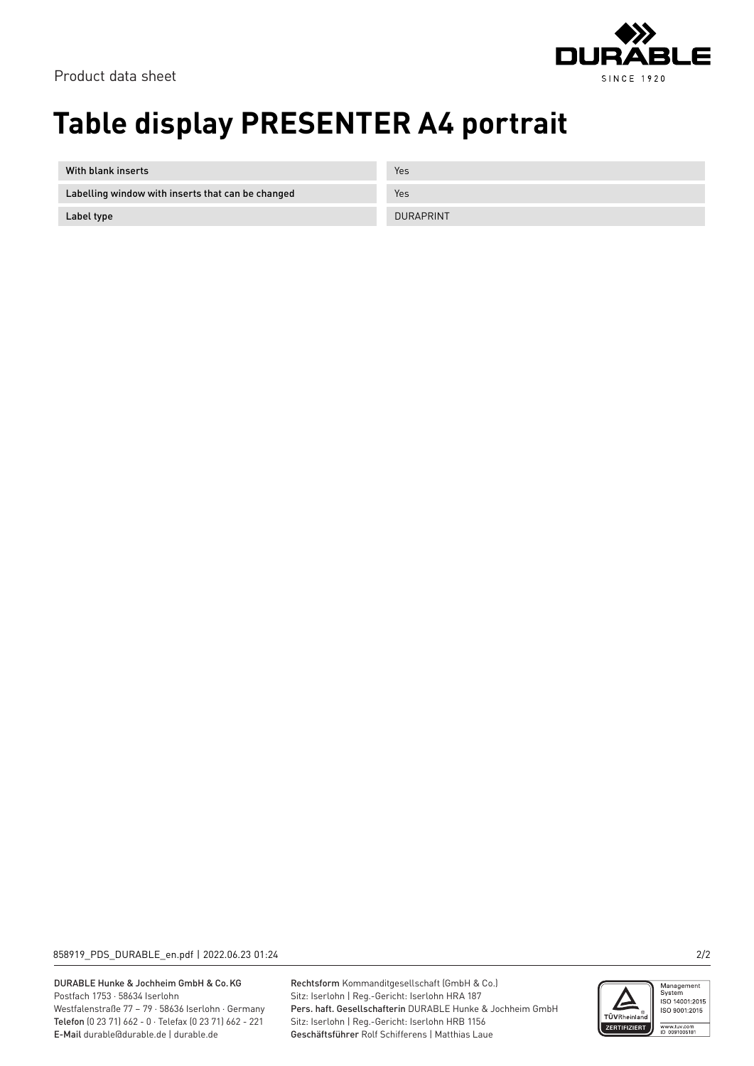# Table display PRESENTER A4 portrait

| | |
|---|---|
| With blank inserts | Yes |
| Labelling window with inserts that can be changed | Yes |
| Label type | DURAPRINT |